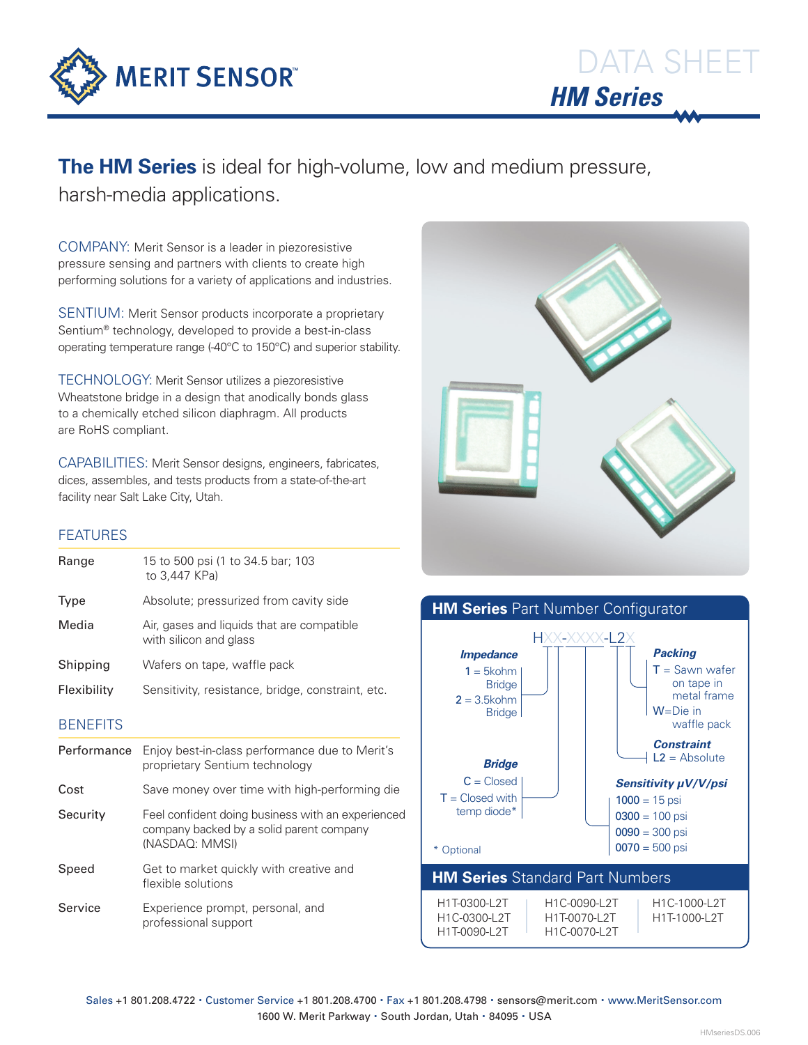# DATA SHEET

## HM Series

**The HM Series** is ideal for high-volume, low and medium pressure, harsh-media applications.

COMPANY: Merit Sensor is a leader in piezoresistive pressure sensing and partners with clients to create high performing solutions for a variety of applications and industries.

SENTIUM: Merit Sensor products incorporate a proprietary Sentium® technology, developed to provide a best-in-class operating temperature range (-40°C to 150°C) and superior stability.

TECHNOLOGY: Merit Sensor utilizes a piezoresistive Wheatstone bridge in a design that anodically bonds glass to a chemically etched silicon diaphragm. All products are RoHS compliant.

CAPABILITIES: Merit Sensor designs, engineers, fabricates, dices, assembles, and tests products from a state-of-the-art facility near Salt Lake City, Utah.

### FEATURES

| | |
|---|---|
| Range | 15 to 500 psi (1 to 34.5 bar; 103 to 3,447 KPa) |
| Type | Absolute; pressurized from cavity side |
| Media | Air, gases and liquids that are compatible with silicon and glass |
| Shipping | Wafers on tape, waffle pack |
| Flexibility | Sensitivity, resistance, bridge, constraint, etc. |

### BENEFITS

| | |
|---|---|
| Performance | Enjoy best-in-class performance due to Merit's proprietary Sentium technology |
| Cost | Save money over time with high-performing die |
| Security | Feel confident doing business with an experienced company backed by a solid parent company (NASDAQ: MMSI) |
| Speed | Get to market quickly with creative and flexible solutions |
| Service | Experience prompt, personal, and professional support |

### HM Series Part Number Configurator

HXX-XXXX-L2X

***Impedance***
- 1 = 5kohm Bridge
- 2 = 3.5kohm Bridge

***Bridge***
- C = Closed
- T = Closed with temp diode*

***Packing***
- T = Sawn wafer on tape in metal frame
- W=Die in waffle pack

***Constraint***
- L2 = Absolute

***Sensitivity µV/V/psi***
- 1000 = 15 psi
- 0300 = 100 psi
- 0090 = 300 psi
- 0070 = 500 psi

\* Optional

### HM Series Standard Part Numbers

| | | |
|---|---|---|
| H1T-0300-L2T | H1C-0090-L2T | H1C-1000-L2T |
| H1C-0300-L2T | H1T-0070-L2T | H1T-1000-L2T |
| H1T-0090-L2T | H1C-0070-L2T | |

Sales +1 801.208.4722 • Customer Service +1 801.208.4700 • Fax +1 801.208.4798 • sensors@merit.com • www.MeritSensor.com
1600 W. Merit Parkway • South Jordan, Utah • 84095 • USA

HMseriesDS.006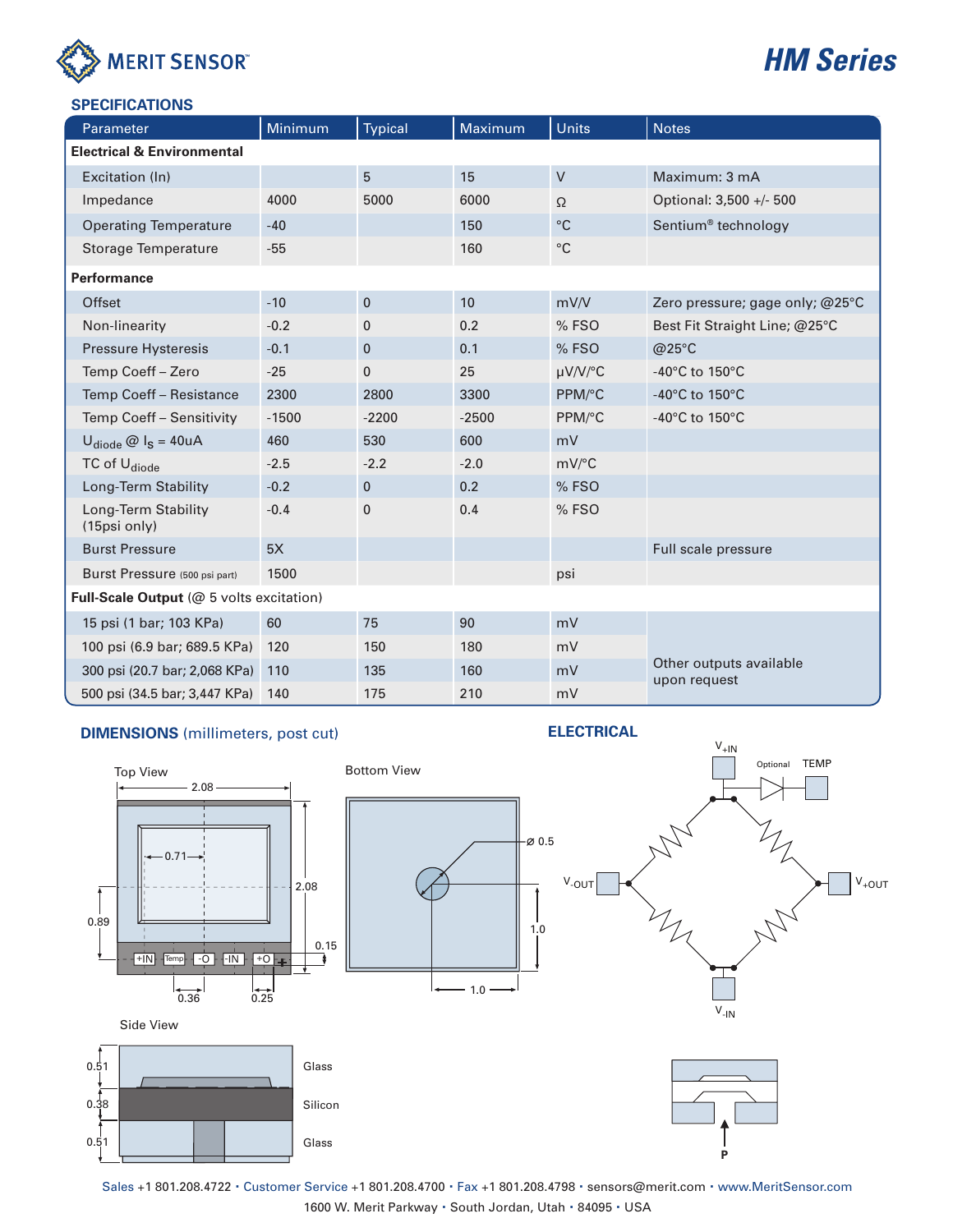## SPECIFICATIONS

| Parameter | Minimum | Typical | Maximum | Units | Notes |
|---|---|---|---|---|---|
| **Electrical & Environmental** | | | | | |
| Excitation (In) | | 5 | 15 | V | Maximum: 3 mA |
| Impedance | 4000 | 5000 | 6000 | Ω | Optional: 3,500 +/- 500 |
| Operating Temperature | -40 | | 150 | °C | Sentium® technology |
| Storage Temperature | -55 | | 160 | °C | |
| **Performance** | | | | | |
| Offset | -10 | 0 | 10 | mV/V | Zero pressure; gage only; @25°C |
| Non-linearity | -0.2 | 0 | 0.2 | % FSO | Best Fit Straight Line; @25°C |
| Pressure Hysteresis | -0.1 | 0 | 0.1 | % FSO | @25°C |
| Temp Coeff – Zero | -25 | 0 | 25 | μV/V/°C | -40°C to 150°C |
| Temp Coeff – Resistance | 2300 | 2800 | 3300 | PPM/°C | -40°C to 150°C |
| Temp Coeff – Sensitivity | -1500 | -2200 | -2500 | PPM/°C | -40°C to 150°C |
| $U_{diode}$ @ $I_S$ = 40uA | 460 | 530 | 600 | mV | |
| TC of $U_{diode}$ | -2.5 | -2.2 | -2.0 | mV/°C | |
| Long-Term Stability | -0.2 | 0 | 0.2 | % FSO | |
| Long-Term Stability (15psi only) | -0.4 | 0 | 0.4 | % FSO | |
| Burst Pressure | 5X | | | | Full scale pressure |
| Burst Pressure (500 psi part) | 1500 | | | psi | |
| **Full-Scale Output** (@ 5 volts excitation) | | | | | |
| 15 psi (1 bar; 103 KPa) | 60 | 75 | 90 | mV | Other outputs available upon request |
| 100 psi (6.9 bar; 689.5 KPa) | 120 | 150 | 180 | mV | |
| 300 psi (20.7 bar; 2,068 KPa) | 110 | 135 | 160 | mV | |
| 500 psi (34.5 bar; 3,447 KPa) | 140 | 175 | 210 | mV | |

## DIMENSIONS (millimeters, post cut)

Top View

2.08

0.71

0.89

2.08

0.15

+IN Temp -O -IN +O

0.36

0.25

Bottom View

Ø 0.5

1.0

1.0

Side View

0.51 Glass

0.38 Silicon

0.51 Glass

## ELECTRICAL

$V_{+IN}$

Optional TEMP

$V_{-OUT}$

$V_{+OUT}$

$V_{-IN}$

P

Sales +1 801.208.4722 • Customer Service +1 801.208.4700 • Fax +1 801.208.4798 • sensors@merit.com • www.MeritSensor.com

1600 W. Merit Parkway • South Jordan, Utah • 84095 • USA